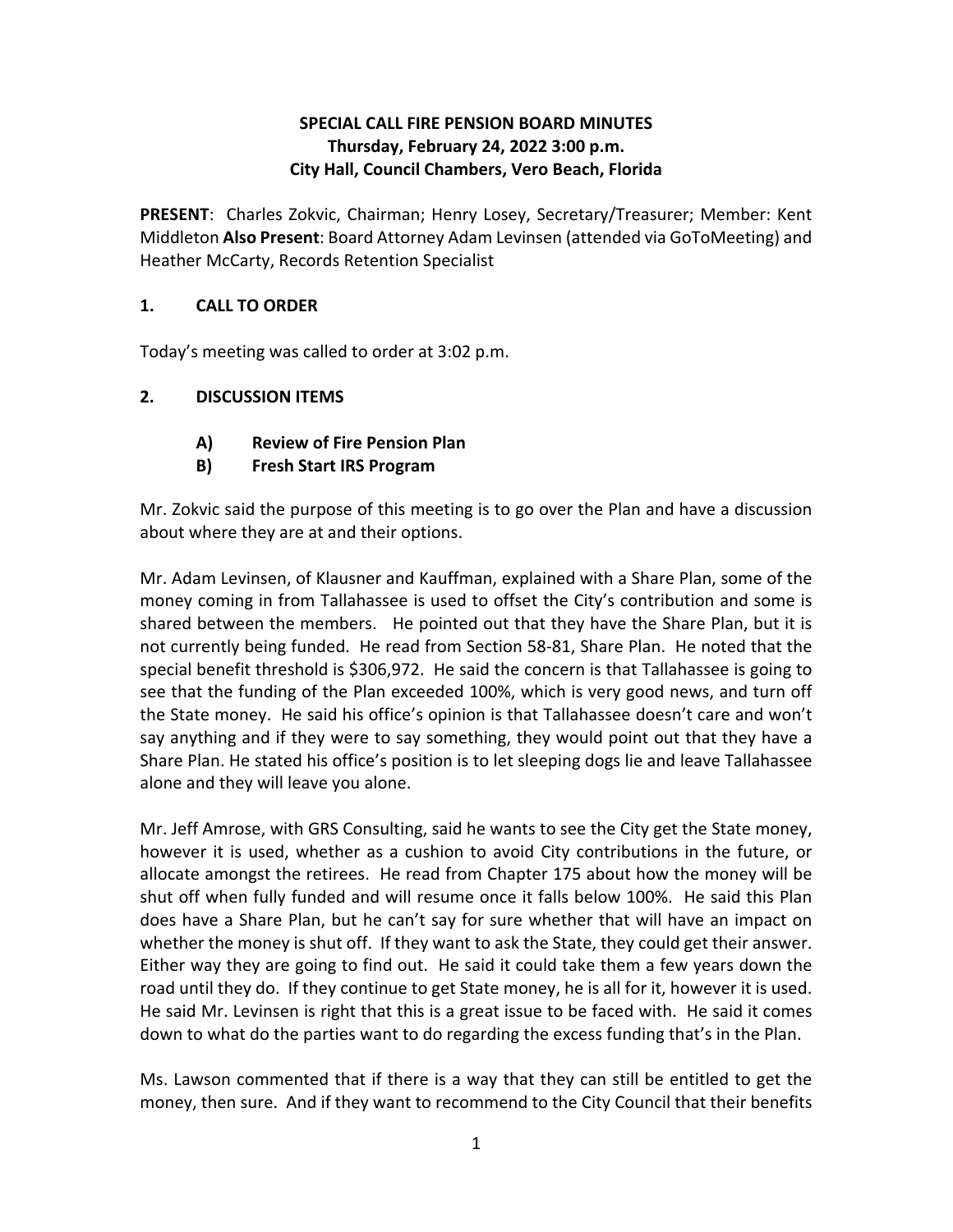# SPECIAL CALL FIRE PENSION BOARD MINUTES
## Thursday, February 24, 2022 3:00 p.m.
## City Hall, Council Chambers, Vero Beach, Florida

**PRESENT**: Charles Zokvic, Chairman; Henry Losey, Secretary/Treasurer; Member: Kent Middleton **Also Present**: Board Attorney Adam Levinsen (attended via GoToMeeting) and Heather McCarty, Records Retention Specialist

## 1. CALL TO ORDER

Today's meeting was called to order at 3:02 p.m.

## 2. DISCUSSION ITEMS

### A) Review of Fire Pension Plan
### B) Fresh Start IRS Program

Mr. Zokvic said the purpose of this meeting is to go over the Plan and have a discussion about where they are at and their options.

Mr. Adam Levinsen, of Klausner and Kauffman, explained with a Share Plan, some of the money coming in from Tallahassee is used to offset the City's contribution and some is shared between the members. He pointed out that they have the Share Plan, but it is not currently being funded. He read from Section 58-81, Share Plan. He noted that the special benefit threshold is $306,972. He said the concern is that Tallahassee is going to see that the funding of the Plan exceeded 100%, which is very good news, and turn off the State money. He said his office's opinion is that Tallahassee doesn't care and won't say anything and if they were to say something, they would point out that they have a Share Plan. He stated his office's position is to let sleeping dogs lie and leave Tallahassee alone and they will leave you alone.

Mr. Jeff Amrose, with GRS Consulting, said he wants to see the City get the State money, however it is used, whether as a cushion to avoid City contributions in the future, or allocate amongst the retirees. He read from Chapter 175 about how the money will be shut off when fully funded and will resume once it falls below 100%. He said this Plan does have a Share Plan, but he can't say for sure whether that will have an impact on whether the money is shut off. If they want to ask the State, they could get their answer. Either way they are going to find out. He said it could take them a few years down the road until they do. If they continue to get State money, he is all for it, however it is used. He said Mr. Levinsen is right that this is a great issue to be faced with. He said it comes down to what do the parties want to do regarding the excess funding that's in the Plan.

Ms. Lawson commented that if there is a way that they can still be entitled to get the money, then sure. And if they want to recommend to the City Council that their benefits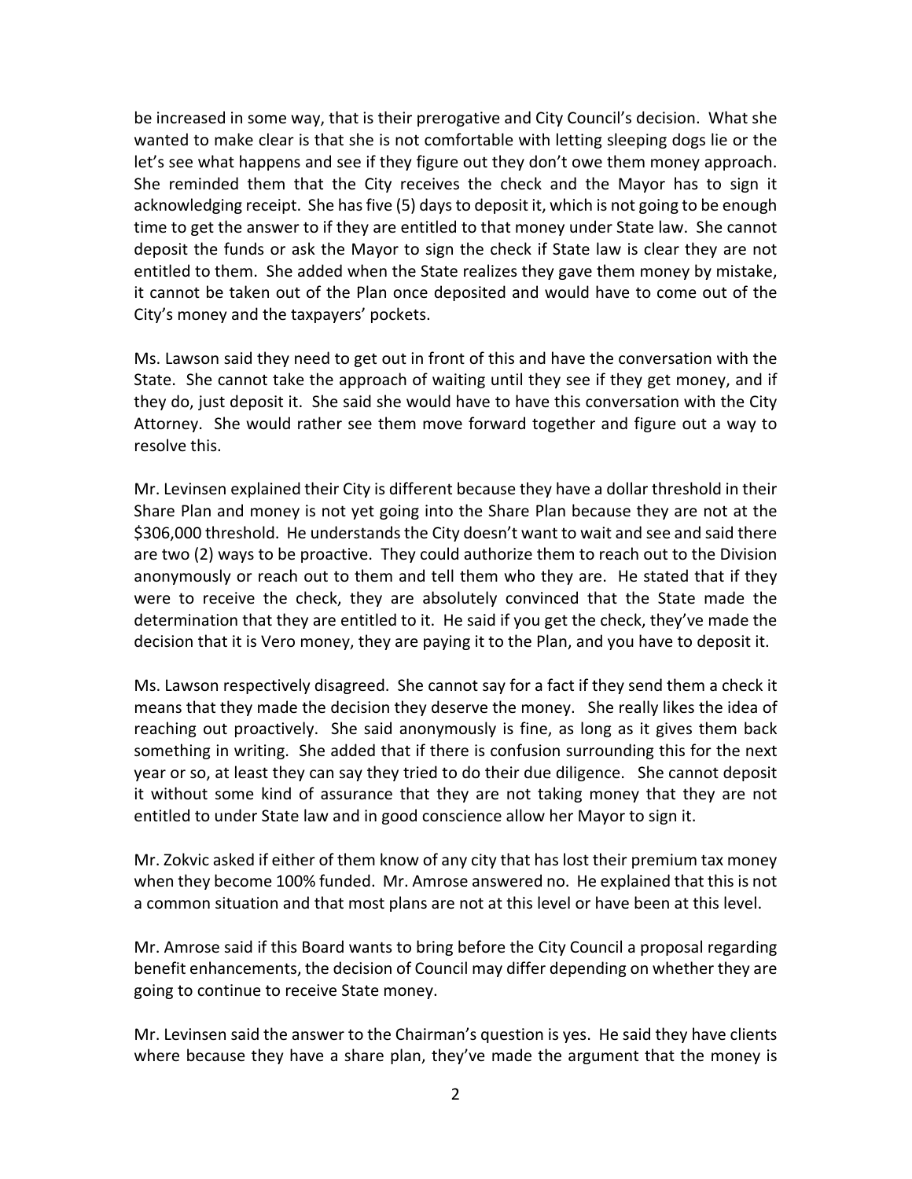be increased in some way, that is their prerogative and City Council's decision. What she wanted to make clear is that she is not comfortable with letting sleeping dogs lie or the let's see what happens and see if they figure out they don't owe them money approach. She reminded them that the City receives the check and the Mayor has to sign it acknowledging receipt. She has five (5) days to deposit it, which is not going to be enough time to get the answer to if they are entitled to that money under State law. She cannot deposit the funds or ask the Mayor to sign the check if State law is clear they are not entitled to them. She added when the State realizes they gave them money by mistake, it cannot be taken out of the Plan once deposited and would have to come out of the City's money and the taxpayers' pockets.

Ms. Lawson said they need to get out in front of this and have the conversation with the State. She cannot take the approach of waiting until they see if they get money, and if they do, just deposit it. She said she would have to have this conversation with the City Attorney. She would rather see them move forward together and figure out a way to resolve this.

Mr. Levinsen explained their City is different because they have a dollar threshold in their Share Plan and money is not yet going into the Share Plan because they are not at the $306,000 threshold. He understands the City doesn't want to wait and see and said there are two (2) ways to be proactive. They could authorize them to reach out to the Division anonymously or reach out to them and tell them who they are. He stated that if they were to receive the check, they are absolutely convinced that the State made the determination that they are entitled to it. He said if you get the check, they've made the decision that it is Vero money, they are paying it to the Plan, and you have to deposit it.

Ms. Lawson respectively disagreed. She cannot say for a fact if they send them a check it means that they made the decision they deserve the money. She really likes the idea of reaching out proactively. She said anonymously is fine, as long as it gives them back something in writing. She added that if there is confusion surrounding this for the next year or so, at least they can say they tried to do their due diligence. She cannot deposit it without some kind of assurance that they are not taking money that they are not entitled to under State law and in good conscience allow her Mayor to sign it.

Mr. Zokvic asked if either of them know of any city that has lost their premium tax money when they become 100% funded. Mr. Amrose answered no. He explained that this is not a common situation and that most plans are not at this level or have been at this level.

Mr. Amrose said if this Board wants to bring before the City Council a proposal regarding benefit enhancements, the decision of Council may differ depending on whether they are going to continue to receive State money.

Mr. Levinsen said the answer to the Chairman's question is yes. He said they have clients where because they have a share plan, they've made the argument that the money is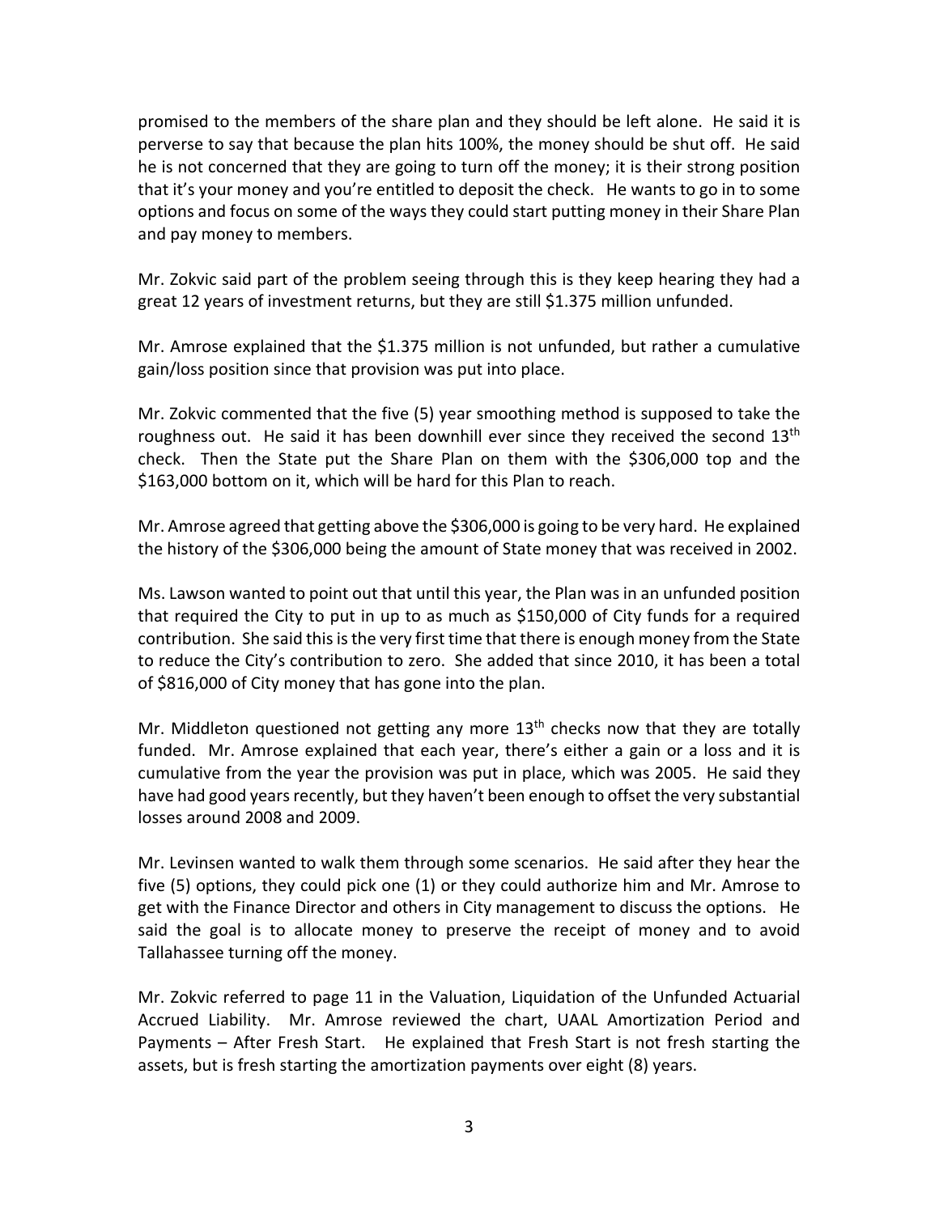promised to the members of the share plan and they should be left alone. He said it is perverse to say that because the plan hits 100%, the money should be shut off. He said he is not concerned that they are going to turn off the money; it is their strong position that it's your money and you're entitled to deposit the check. He wants to go in to some options and focus on some of the ways they could start putting money in their Share Plan and pay money to members.

Mr. Zokvic said part of the problem seeing through this is they keep hearing they had a great 12 years of investment returns, but they are still $1.375 million unfunded.

Mr. Amrose explained that the $1.375 million is not unfunded, but rather a cumulative gain/loss position since that provision was put into place.

Mr. Zokvic commented that the five (5) year smoothing method is supposed to take the roughness out. He said it has been downhill ever since they received the second 13th check. Then the State put the Share Plan on them with the $306,000 top and the $163,000 bottom on it, which will be hard for this Plan to reach.

Mr. Amrose agreed that getting above the $306,000 is going to be very hard. He explained the history of the $306,000 being the amount of State money that was received in 2002.

Ms. Lawson wanted to point out that until this year, the Plan was in an unfunded position that required the City to put in up to as much as $150,000 of City funds for a required contribution. She said this is the very first time that there is enough money from the State to reduce the City's contribution to zero. She added that since 2010, it has been a total of $816,000 of City money that has gone into the plan.

Mr. Middleton questioned not getting any more 13th checks now that they are totally funded. Mr. Amrose explained that each year, there's either a gain or a loss and it is cumulative from the year the provision was put in place, which was 2005. He said they have had good years recently, but they haven't been enough to offset the very substantial losses around 2008 and 2009.

Mr. Levinsen wanted to walk them through some scenarios. He said after they hear the five (5) options, they could pick one (1) or they could authorize him and Mr. Amrose to get with the Finance Director and others in City management to discuss the options. He said the goal is to allocate money to preserve the receipt of money and to avoid Tallahassee turning off the money.

Mr. Zokvic referred to page 11 in the Valuation, Liquidation of the Unfunded Actuarial Accrued Liability. Mr. Amrose reviewed the chart, UAAL Amortization Period and Payments – After Fresh Start. He explained that Fresh Start is not fresh starting the assets, but is fresh starting the amortization payments over eight (8) years.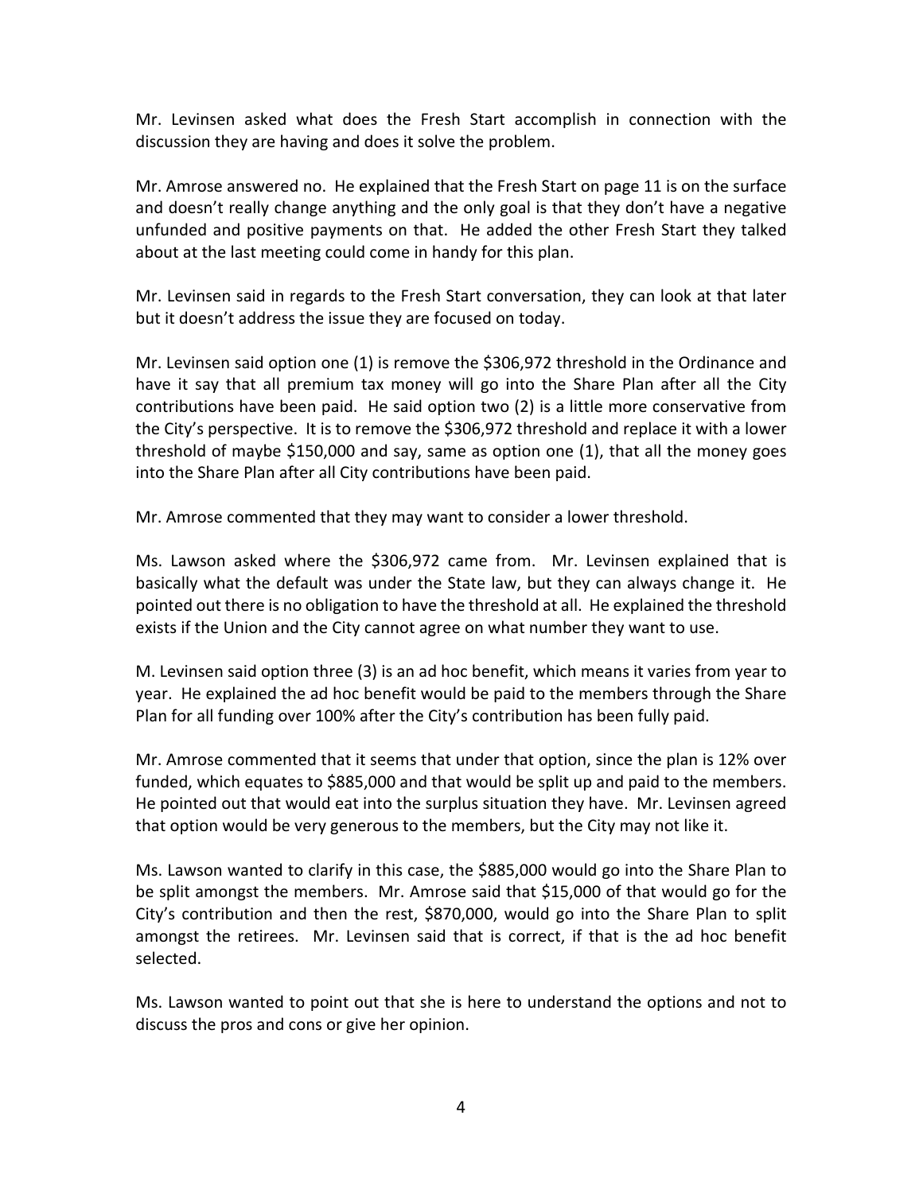Mr. Levinsen asked what does the Fresh Start accomplish in connection with the discussion they are having and does it solve the problem.

Mr. Amrose answered no. He explained that the Fresh Start on page 11 is on the surface and doesn't really change anything and the only goal is that they don't have a negative unfunded and positive payments on that. He added the other Fresh Start they talked about at the last meeting could come in handy for this plan.

Mr. Levinsen said in regards to the Fresh Start conversation, they can look at that later but it doesn't address the issue they are focused on today.

Mr. Levinsen said option one (1) is remove the $306,972 threshold in the Ordinance and have it say that all premium tax money will go into the Share Plan after all the City contributions have been paid. He said option two (2) is a little more conservative from the City's perspective. It is to remove the $306,972 threshold and replace it with a lower threshold of maybe $150,000 and say, same as option one (1), that all the money goes into the Share Plan after all City contributions have been paid.

Mr. Amrose commented that they may want to consider a lower threshold.

Ms. Lawson asked where the $306,972 came from. Mr. Levinsen explained that is basically what the default was under the State law, but they can always change it. He pointed out there is no obligation to have the threshold at all. He explained the threshold exists if the Union and the City cannot agree on what number they want to use.

M. Levinsen said option three (3) is an ad hoc benefit, which means it varies from year to year. He explained the ad hoc benefit would be paid to the members through the Share Plan for all funding over 100% after the City's contribution has been fully paid.

Mr. Amrose commented that it seems that under that option, since the plan is 12% over funded, which equates to $885,000 and that would be split up and paid to the members. He pointed out that would eat into the surplus situation they have. Mr. Levinsen agreed that option would be very generous to the members, but the City may not like it.

Ms. Lawson wanted to clarify in this case, the $885,000 would go into the Share Plan to be split amongst the members. Mr. Amrose said that $15,000 of that would go for the City's contribution and then the rest, $870,000, would go into the Share Plan to split amongst the retirees. Mr. Levinsen said that is correct, if that is the ad hoc benefit selected.

Ms. Lawson wanted to point out that she is here to understand the options and not to discuss the pros and cons or give her opinion.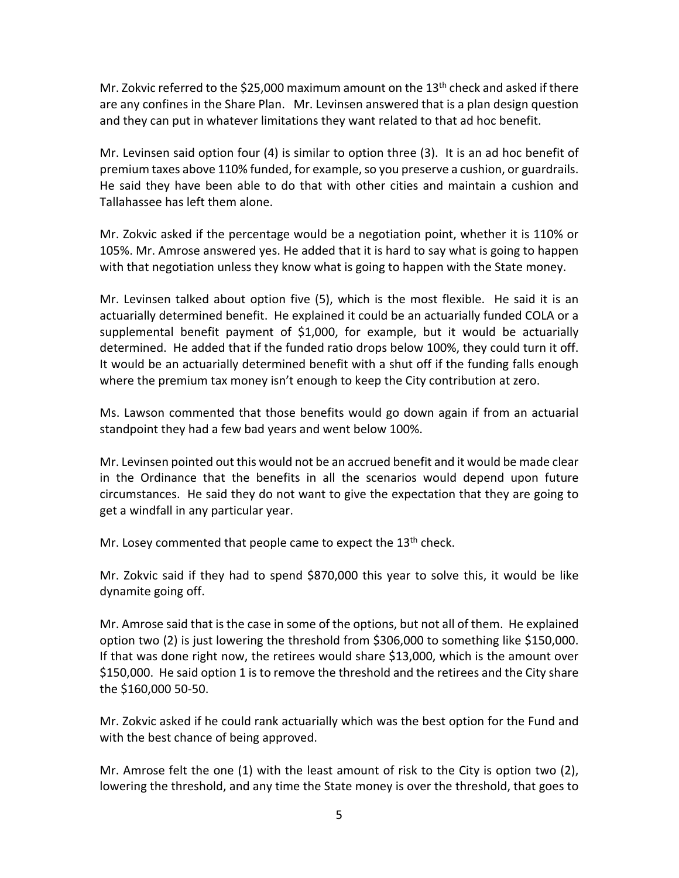Mr. Zokvic referred to the $25,000 maximum amount on the 13th check and asked if there are any confines in the Share Plan. Mr. Levinsen answered that is a plan design question and they can put in whatever limitations they want related to that ad hoc benefit.

Mr. Levinsen said option four (4) is similar to option three (3). It is an ad hoc benefit of premium taxes above 110% funded, for example, so you preserve a cushion, or guardrails. He said they have been able to do that with other cities and maintain a cushion and Tallahassee has left them alone.

Mr. Zokvic asked if the percentage would be a negotiation point, whether it is 110% or 105%. Mr. Amrose answered yes. He added that it is hard to say what is going to happen with that negotiation unless they know what is going to happen with the State money.

Mr. Levinsen talked about option five (5), which is the most flexible. He said it is an actuarially determined benefit. He explained it could be an actuarially funded COLA or a supplemental benefit payment of $1,000, for example, but it would be actuarially determined. He added that if the funded ratio drops below 100%, they could turn it off. It would be an actuarially determined benefit with a shut off if the funding falls enough where the premium tax money isn't enough to keep the City contribution at zero.

Ms. Lawson commented that those benefits would go down again if from an actuarial standpoint they had a few bad years and went below 100%.

Mr. Levinsen pointed out this would not be an accrued benefit and it would be made clear in the Ordinance that the benefits in all the scenarios would depend upon future circumstances. He said they do not want to give the expectation that they are going to get a windfall in any particular year.

Mr. Losey commented that people came to expect the 13th check.

Mr. Zokvic said if they had to spend $870,000 this year to solve this, it would be like dynamite going off.

Mr. Amrose said that is the case in some of the options, but not all of them. He explained option two (2) is just lowering the threshold from $306,000 to something like $150,000. If that was done right now, the retirees would share $13,000, which is the amount over $150,000. He said option 1 is to remove the threshold and the retirees and the City share the $160,000 50-50.

Mr. Zokvic asked if he could rank actuarially which was the best option for the Fund and with the best chance of being approved.

Mr. Amrose felt the one (1) with the least amount of risk to the City is option two (2), lowering the threshold, and any time the State money is over the threshold, that goes to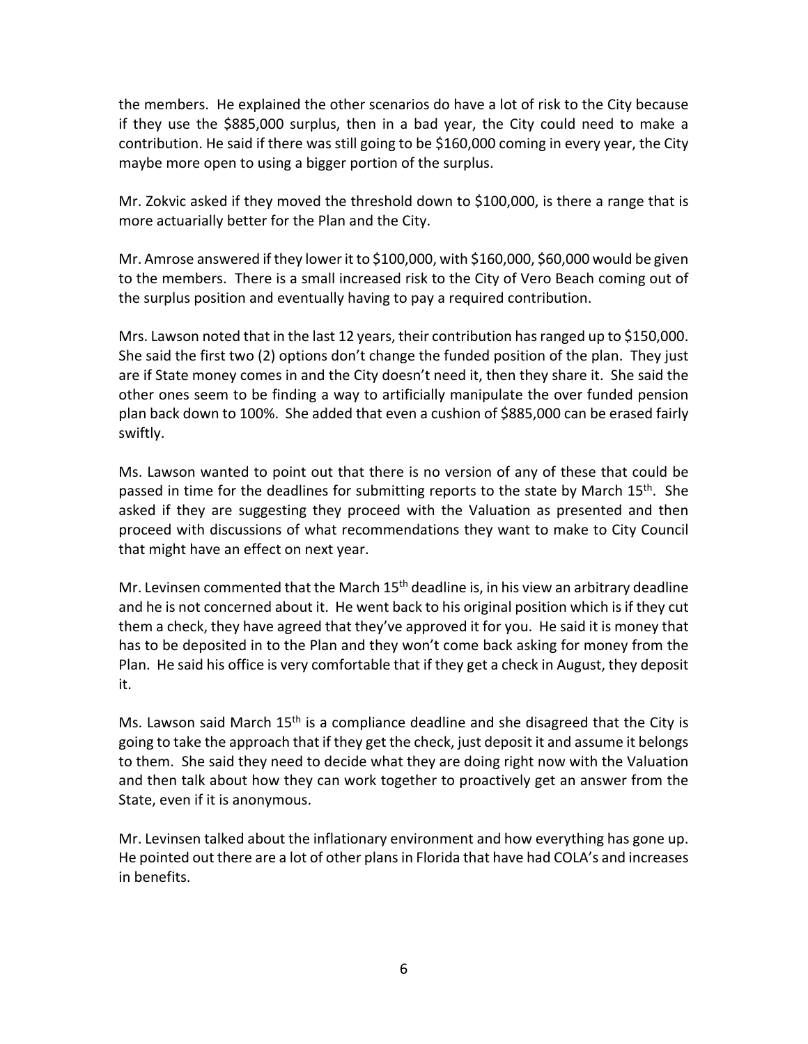the members. He explained the other scenarios do have a lot of risk to the City because if they use the $885,000 surplus, then in a bad year, the City could need to make a contribution. He said if there was still going to be $160,000 coming in every year, the City maybe more open to using a bigger portion of the surplus.

Mr. Zokvic asked if they moved the threshold down to $100,000, is there a range that is more actuarially better for the Plan and the City.

Mr. Amrose answered if they lower it to $100,000, with $160,000, $60,000 would be given to the members. There is a small increased risk to the City of Vero Beach coming out of the surplus position and eventually having to pay a required contribution.

Mrs. Lawson noted that in the last 12 years, their contribution has ranged up to $150,000. She said the first two (2) options don't change the funded position of the plan. They just are if State money comes in and the City doesn't need it, then they share it. She said the other ones seem to be finding a way to artificially manipulate the over funded pension plan back down to 100%. She added that even a cushion of $885,000 can be erased fairly swiftly.

Ms. Lawson wanted to point out that there is no version of any of these that could be passed in time for the deadlines for submitting reports to the state by March 15th. She asked if they are suggesting they proceed with the Valuation as presented and then proceed with discussions of what recommendations they want to make to City Council that might have an effect on next year.

Mr. Levinsen commented that the March 15th deadline is, in his view an arbitrary deadline and he is not concerned about it. He went back to his original position which is if they cut them a check, they have agreed that they've approved it for you. He said it is money that has to be deposited in to the Plan and they won't come back asking for money from the Plan. He said his office is very comfortable that if they get a check in August, they deposit it.

Ms. Lawson said March 15th is a compliance deadline and she disagreed that the City is going to take the approach that if they get the check, just deposit it and assume it belongs to them. She said they need to decide what they are doing right now with the Valuation and then talk about how they can work together to proactively get an answer from the State, even if it is anonymous.

Mr. Levinsen talked about the inflationary environment and how everything has gone up. He pointed out there are a lot of other plans in Florida that have had COLA's and increases in benefits.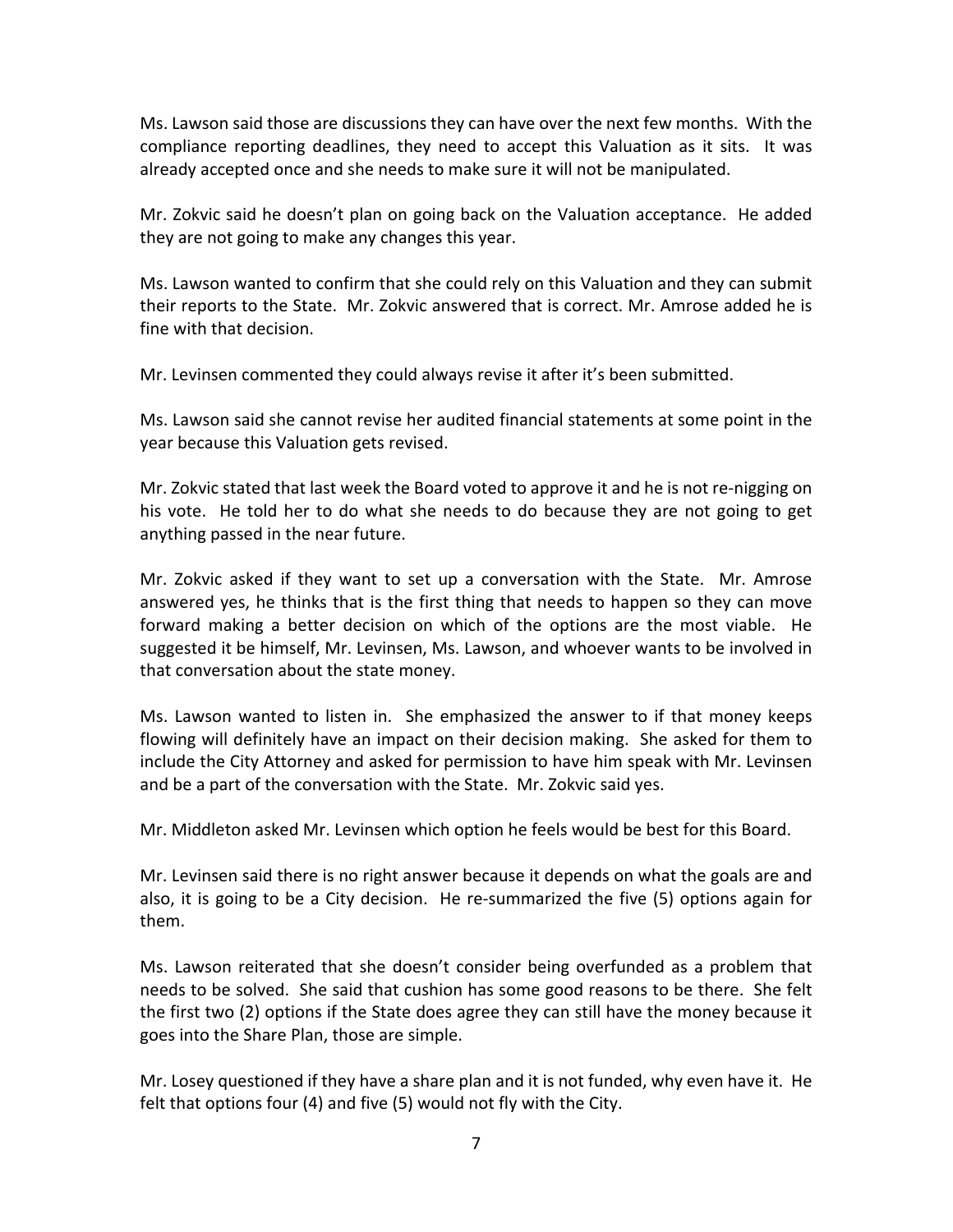Ms. Lawson said those are discussions they can have over the next few months. With the compliance reporting deadlines, they need to accept this Valuation as it sits. It was already accepted once and she needs to make sure it will not be manipulated.

Mr. Zokvic said he doesn't plan on going back on the Valuation acceptance. He added they are not going to make any changes this year.

Ms. Lawson wanted to confirm that she could rely on this Valuation and they can submit their reports to the State. Mr. Zokvic answered that is correct. Mr. Amrose added he is fine with that decision.

Mr. Levinsen commented they could always revise it after it's been submitted.

Ms. Lawson said she cannot revise her audited financial statements at some point in the year because this Valuation gets revised.

Mr. Zokvic stated that last week the Board voted to approve it and he is not re-nigging on his vote. He told her to do what she needs to do because they are not going to get anything passed in the near future.

Mr. Zokvic asked if they want to set up a conversation with the State. Mr. Amrose answered yes, he thinks that is the first thing that needs to happen so they can move forward making a better decision on which of the options are the most viable. He suggested it be himself, Mr. Levinsen, Ms. Lawson, and whoever wants to be involved in that conversation about the state money.

Ms. Lawson wanted to listen in. She emphasized the answer to if that money keeps flowing will definitely have an impact on their decision making. She asked for them to include the City Attorney and asked for permission to have him speak with Mr. Levinsen and be a part of the conversation with the State. Mr. Zokvic said yes.

Mr. Middleton asked Mr. Levinsen which option he feels would be best for this Board.

Mr. Levinsen said there is no right answer because it depends on what the goals are and also, it is going to be a City decision. He re-summarized the five (5) options again for them.

Ms. Lawson reiterated that she doesn't consider being overfunded as a problem that needs to be solved. She said that cushion has some good reasons to be there. She felt the first two (2) options if the State does agree they can still have the money because it goes into the Share Plan, those are simple.

Mr. Losey questioned if they have a share plan and it is not funded, why even have it. He felt that options four (4) and five (5) would not fly with the City.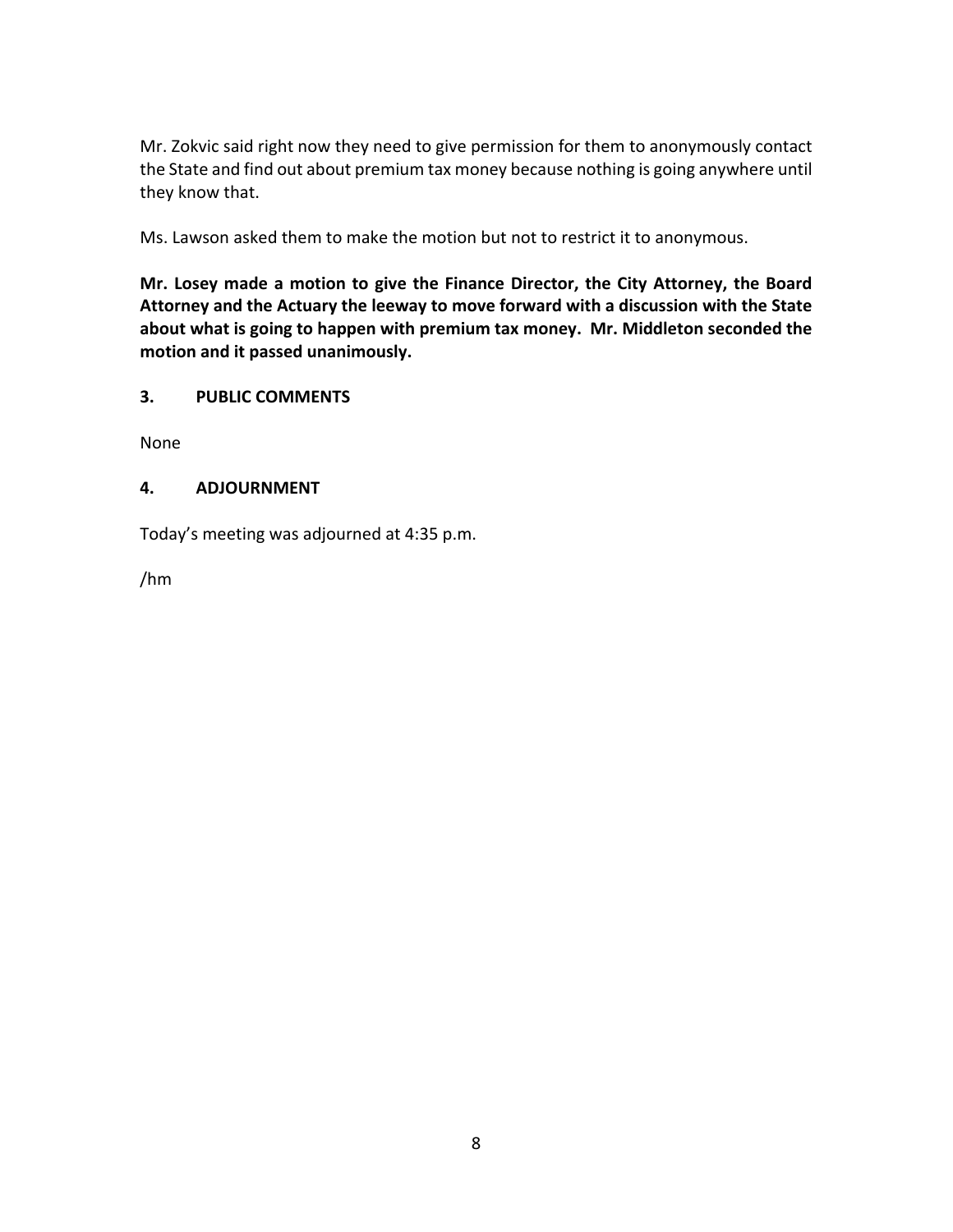Mr. Zokvic said right now they need to give permission for them to anonymously contact the State and find out about premium tax money because nothing is going anywhere until they know that.

Ms. Lawson asked them to make the motion but not to restrict it to anonymous.

**Mr. Losey made a motion to give the Finance Director, the City Attorney, the Board Attorney and the Actuary the leeway to move forward with a discussion with the State about what is going to happen with premium tax money. Mr. Middleton seconded the motion and it passed unanimously.**

### 3. PUBLIC COMMENTS

None

### 4. ADJOURNMENT

Today's meeting was adjourned at 4:35 p.m.

/hm